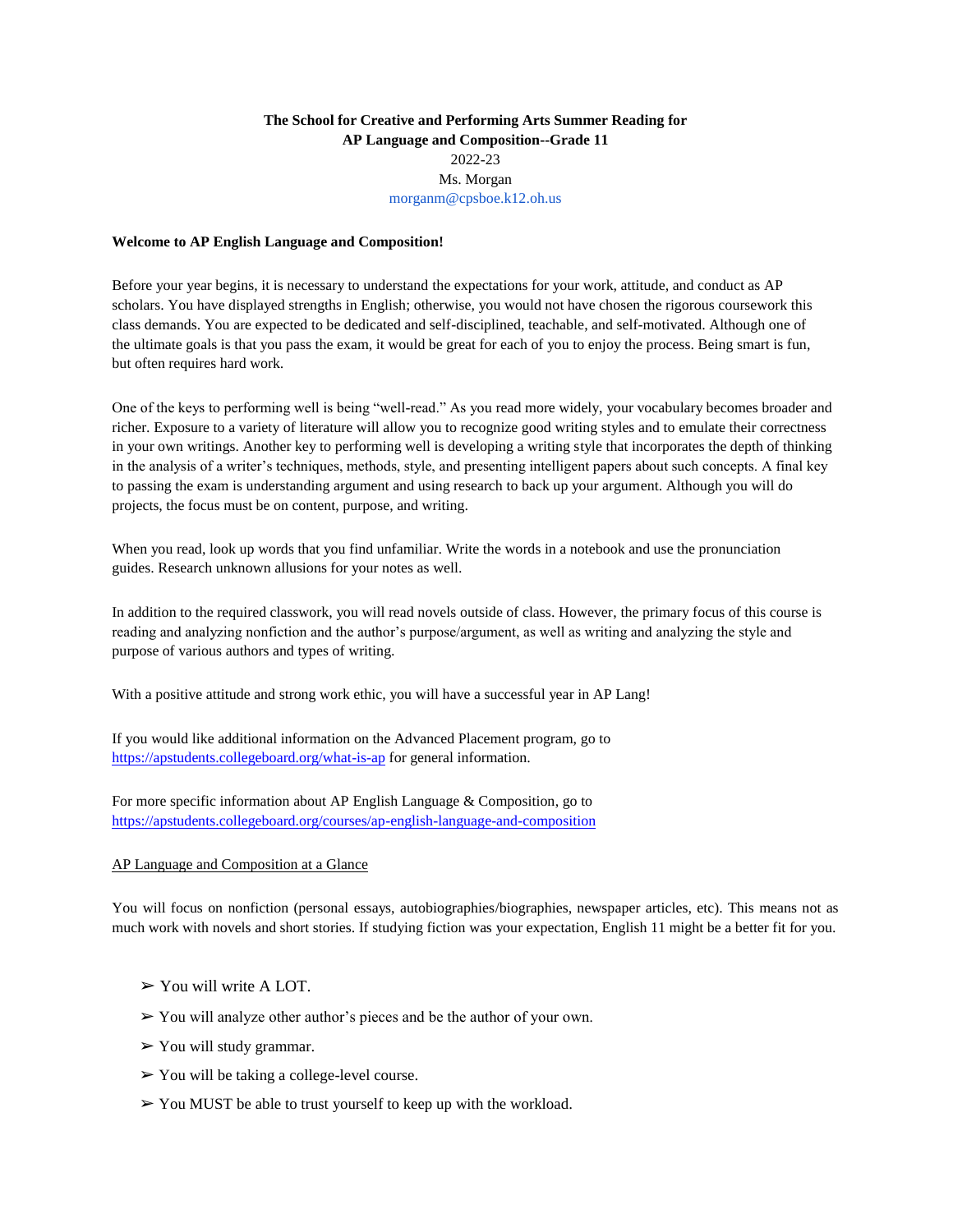**The School for Creative and Performing Arts Summer Reading for AP Language and Composition--Grade 11**

2022-23

Ms. Morgan

morganm@cpsboe.k12.oh.us

**Welcome to AP English Language and Composition!**

Before your year begins, it is necessary to understand the expectations for your work, attitude, and conduct as AP scholars. You have displayed strengths in English; otherwise, you would not have chosen the rigorous coursework this class demands. You are expected to be dedicated and self-disciplined, teachable, and self-motivated. Although one of the ultimate goals is that you pass the exam, it would be great for each of you to enjoy the process. Being smart is fun, but often requires hard work.

One of the keys to performing well is being "well-read." As you read more widely, your vocabulary becomes broader and richer. Exposure to a variety of literature will allow you to recognize good writing styles and to emulate their correctness in your own writings. Another key to performing well is developing a writing style that incorporates the depth of thinking in the analysis of a writer's techniques, methods, style, and presenting intelligent papers about such concepts. A final key to passing the exam is understanding argument and using research to back up your argument. Although you will do projects, the focus must be on content, purpose, and writing.

When you read, look up words that you find unfamiliar. Write the words in a notebook and use the pronunciation guides. Research unknown allusions for your notes as well.

In addition to the required classwork, you will read novels outside of class. However, the primary focus of this course is reading and analyzing nonfiction and the author's purpose/argument, as well as writing and analyzing the style and purpose of various authors and types of writing.

With a positive attitude and strong work ethic, you will have a successful year in AP Lang!

If you would like additional information on the Advanced Placement program, go to https://apstudents.collegeboard.org/what-is-ap for general information.

For more specific information about AP English Language & Composition, go to https://apstudents.collegeboard.org/courses/ap-english-language-and-composition

AP Language and Composition at a Glance

You will focus on nonfiction (personal essays, autobiographies/biographies, newspaper articles, etc). This means not as much work with novels and short stories. If studying fiction was your expectation, English 11 might be a better fit for you.

- You will write A LOT.
- You will analyze other author's pieces and be the author of your own.
- You will study grammar.
- You will be taking a college-level course.
- You MUST be able to trust yourself to keep up with the workload.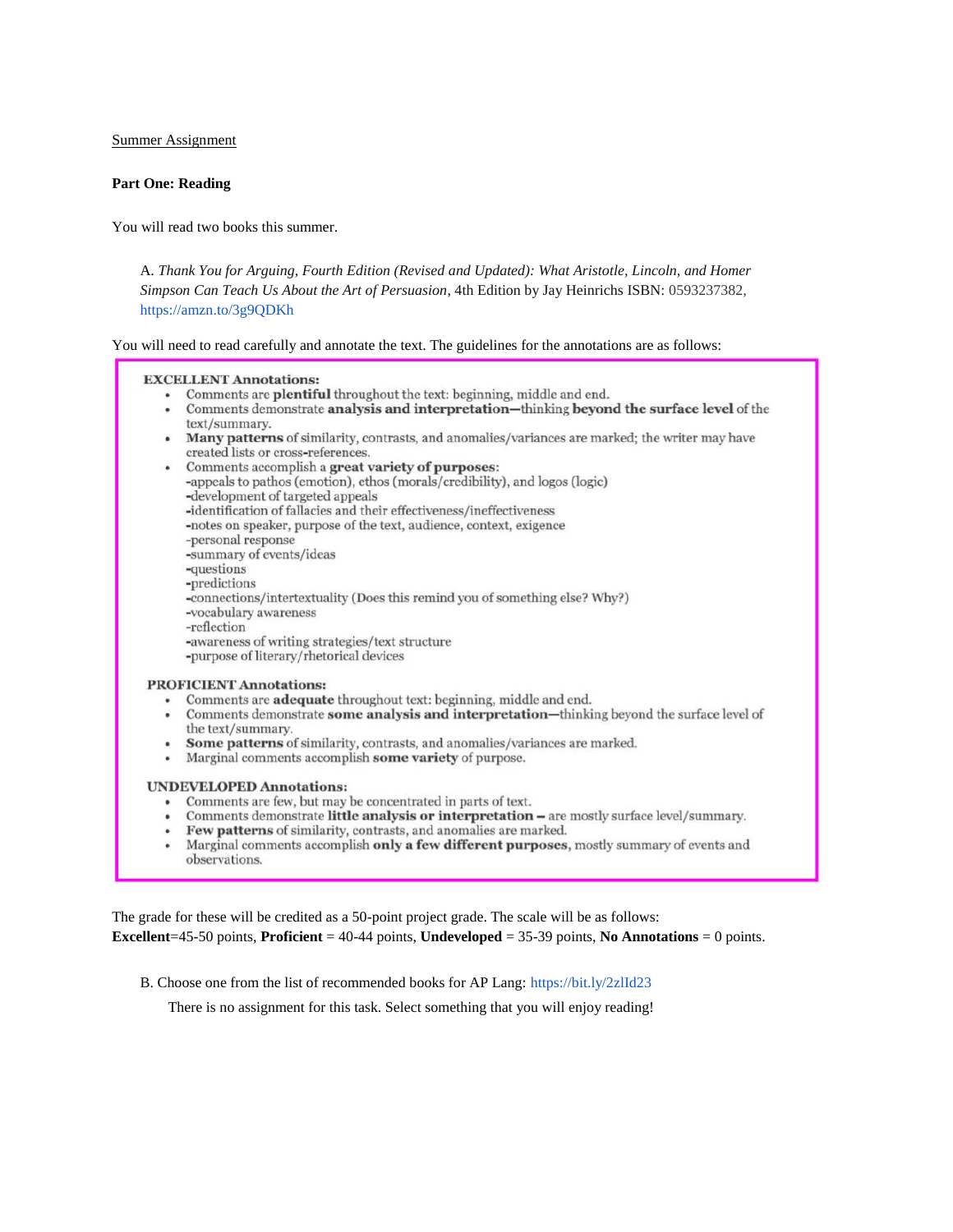Summary Assignment

**Part One: Reading**

You will read two books this summer.

A. *Thank You for Arguing, Fourth Edition (Revised and Updated): What Aristotle, Lincoln, and Homer Simpson Can Teach Us About the Art of Persuasion*, 4th Edition by Jay Heinrichs ISBN: 0593237382, https://amzn.to/3g9QDKh

You will need to read carefully and annotate the text. The guidelines for the annotations are as follows:

**EXCELLENT Annotations:**

- Comments are **plentiful** throughout the text: beginning, middle and end.
- Comments demonstrate **analysis and interpretation—**thinking **beyond the surface level** of the text/summary.
- **Many patterns** of similarity, contrasts, and anomalies/variances are marked; the writer may have created lists or cross-references.
- Comments accomplish a **great variety of purposes**:
  - -appeals to pathos (emotion), ethos (morals/credibility), and logos (logic)
  - -development of targeted appeals
  - -identification of fallacies and their effectiveness/ineffectiveness
  - -notes on speaker, purpose of the text, audience, context, exigence
  - -personal response
  - -summary of events/ideas
  - -questions
  - -predictions
  - -connections/intertextuality (Does this remind you of something else? Why?)
  - -vocabulary awareness
  - -reflection
  - -awareness of writing strategies/text structure
  - -purpose of literary/rhetorical devices

**PROFICIENT Annotations:**

- Comments are **adequate** throughout text: beginning, middle and end.
- Comments demonstrate **some analysis and interpretation—**thinking beyond the surface level of the text/summary.
- **Some patterns** of similarity, contrasts, and anomalies/variances are marked.
- Marginal comments accomplish **some variety** of purpose.

**UNDEVELOPED Annotations:**

- Comments are few, but may be concentrated in parts of text.
- Comments demonstrate **little analysis or interpretation –** are mostly surface level/summary.
- **Few patterns** of similarity, contrasts, and anomalies are marked.
- Marginal comments accomplish **only a few different purposes**, mostly summary of events and observations.

The grade for these will be credited as a 50-point project grade. The scale will be as follows:
**Excellent**=45-50 points, **Proficient** = 40-44 points, **Undeveloped** = 35-39 points, **No Annotations** = 0 points.

B. Choose one from the list of recommended books for AP Lang: https://bit.ly/2zlId23

There is no assignment for this task. Select something that you will enjoy reading!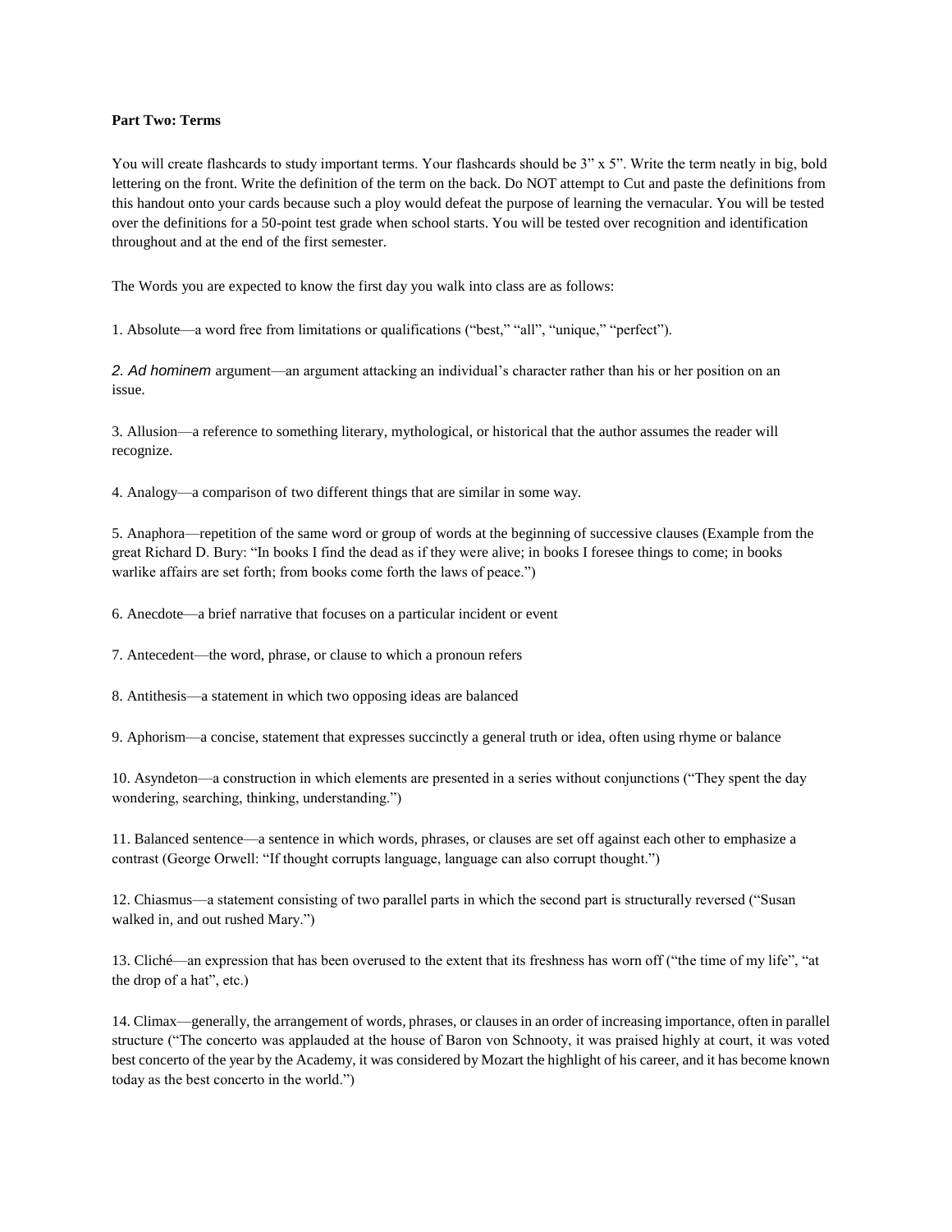**Part Two: Terms**

You will create flashcards to study important terms. Your flashcards should be 3" x 5". Write the term neatly in big, bold lettering on the front. Write the definition of the term on the back. Do NOT attempt to Cut and paste the definitions from this handout onto your cards because such a ploy would defeat the purpose of learning the vernacular. You will be tested over the definitions for a 50-point test grade when school starts. You will be tested over recognition and identification throughout and at the end of the first semester.

The Words you are expected to know the first day you walk into class are as follows:

1. Absolute—a word free from limitations or qualifications ("best," "all", "unique," "perfect").

2. *Ad hominem* argument—an argument attacking an individual's character rather than his or her position on an issue.

3. Allusion—a reference to something literary, mythological, or historical that the author assumes the reader will recognize.

4. Analogy—a comparison of two different things that are similar in some way.

5. Anaphora—repetition of the same word or group of words at the beginning of successive clauses (Example from the great Richard D. Bury: "In books I find the dead as if they were alive; in books I foresee things to come; in books warlike affairs are set forth; from books come forth the laws of peace.")

6. Anecdote—a brief narrative that focuses on a particular incident or event

7. Antecedent—the word, phrase, or clause to which a pronoun refers

8. Antithesis—a statement in which two opposing ideas are balanced

9. Aphorism—a concise, statement that expresses succinctly a general truth or idea, often using rhyme or balance

10. Asyndeton—a construction in which elements are presented in a series without conjunctions ("They spent the day wondering, searching, thinking, understanding.")

11. Balanced sentence—a sentence in which words, phrases, or clauses are set off against each other to emphasize a contrast (George Orwell: "If thought corrupts language, language can also corrupt thought.")

12. Chiasmus—a statement consisting of two parallel parts in which the second part is structurally reversed ("Susan walked in, and out rushed Mary.")

13. Cliché—an expression that has been overused to the extent that its freshness has worn off ("the time of my life", "at the drop of a hat", etc.)

14. Climax—generally, the arrangement of words, phrases, or clauses in an order of increasing importance, often in parallel structure ("The concerto was applauded at the house of Baron von Schnooty, it was praised highly at court, it was voted best concerto of the year by the Academy, it was considered by Mozart the highlight of his career, and it has become known today as the best concerto in the world.")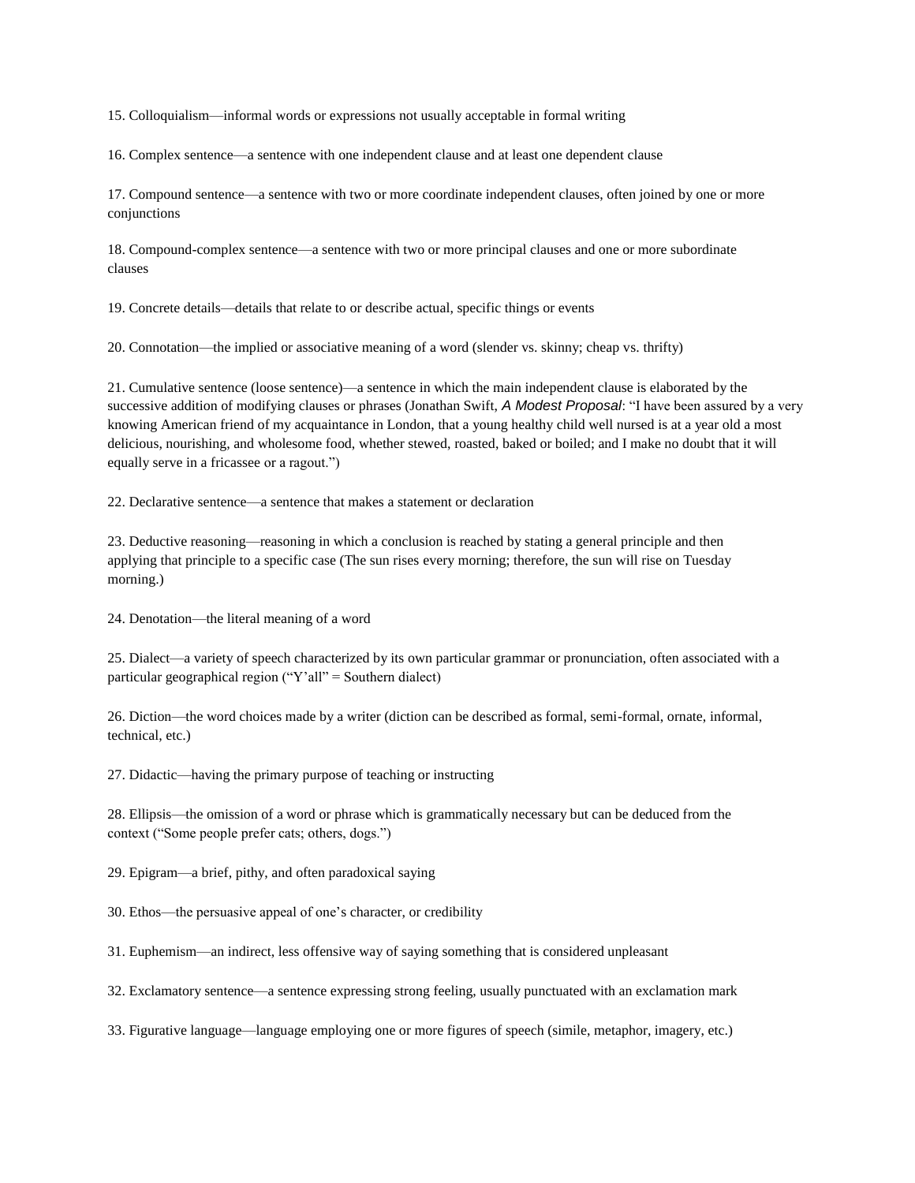15. Colloquialism—informal words or expressions not usually acceptable in formal writing

16. Complex sentence—a sentence with one independent clause and at least one dependent clause

17. Compound sentence—a sentence with two or more coordinate independent clauses, often joined by one or more conjunctions

18. Compound-complex sentence—a sentence with two or more principal clauses and one or more subordinate clauses

19. Concrete details—details that relate to or describe actual, specific things or events

20. Connotation—the implied or associative meaning of a word (slender vs. skinny; cheap vs. thrifty)

21. Cumulative sentence (loose sentence)—a sentence in which the main independent clause is elaborated by the successive addition of modifying clauses or phrases (Jonathan Swift, *A Modest Proposal*: "I have been assured by a very knowing American friend of my acquaintance in London, that a young healthy child well nursed is at a year old a most delicious, nourishing, and wholesome food, whether stewed, roasted, baked or boiled; and I make no doubt that it will equally serve in a fricassee or a ragout.")

22. Declarative sentence—a sentence that makes a statement or declaration

23. Deductive reasoning—reasoning in which a conclusion is reached by stating a general principle and then applying that principle to a specific case (The sun rises every morning; therefore, the sun will rise on Tuesday morning.)

24. Denotation—the literal meaning of a word

25. Dialect—a variety of speech characterized by its own particular grammar or pronunciation, often associated with a particular geographical region ("Y'all" = Southern dialect)

26. Diction—the word choices made by a writer (diction can be described as formal, semi-formal, ornate, informal, technical, etc.)

27. Didactic—having the primary purpose of teaching or instructing

28. Ellipsis—the omission of a word or phrase which is grammatically necessary but can be deduced from the context ("Some people prefer cats; others, dogs.")

29. Epigram—a brief, pithy, and often paradoxical saying

30. Ethos—the persuasive appeal of one's character, or credibility

31. Euphemism—an indirect, less offensive way of saying something that is considered unpleasant

32. Exclamatory sentence—a sentence expressing strong feeling, usually punctuated with an exclamation mark

33. Figurative language—language employing one or more figures of speech (simile, metaphor, imagery, etc.)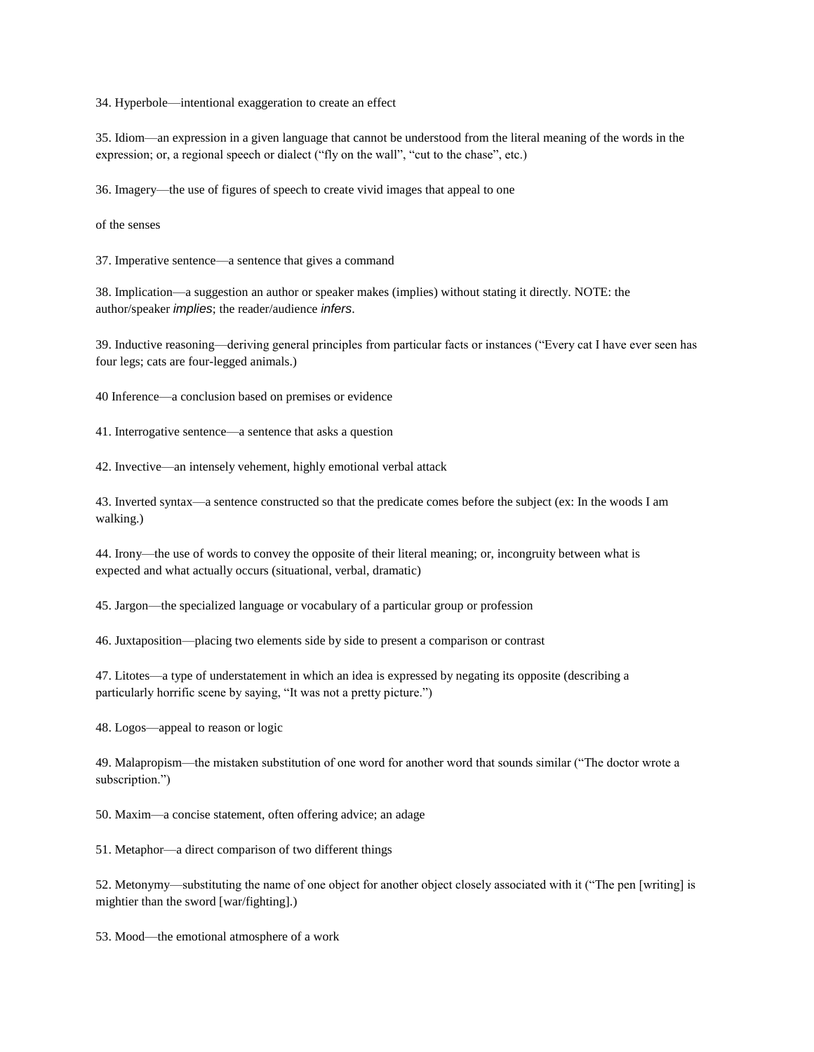34. Hyperbole—intentional exaggeration to create an effect

35. Idiom—an expression in a given language that cannot be understood from the literal meaning of the words in the expression; or, a regional speech or dialect ("fly on the wall", "cut to the chase", etc.)

36. Imagery—the use of figures of speech to create vivid images that appeal to one

of the senses

37. Imperative sentence—a sentence that gives a command

38. Implication—a suggestion an author or speaker makes (implies) without stating it directly. NOTE: the author/speaker *implies*; the reader/audience *infers*.

39. Inductive reasoning—deriving general principles from particular facts or instances ("Every cat I have ever seen has four legs; cats are four-legged animals.)

40 Inference—a conclusion based on premises or evidence

41. Interrogative sentence—a sentence that asks a question

42. Invective—an intensely vehement, highly emotional verbal attack

43. Inverted syntax—a sentence constructed so that the predicate comes before the subject (ex: In the woods I am walking.)

44. Irony—the use of words to convey the opposite of their literal meaning; or, incongruity between what is expected and what actually occurs (situational, verbal, dramatic)

45. Jargon—the specialized language or vocabulary of a particular group or profession

46. Juxtaposition—placing two elements side by side to present a comparison or contrast

47. Litotes—a type of understatement in which an idea is expressed by negating its opposite (describing a particularly horrific scene by saying, "It was not a pretty picture.")

48. Logos—appeal to reason or logic

49. Malapropism—the mistaken substitution of one word for another word that sounds similar ("The doctor wrote a subscription.")

50. Maxim—a concise statement, often offering advice; an adage

51. Metaphor—a direct comparison of two different things

52. Metonymy—substituting the name of one object for another object closely associated with it ("The pen [writing] is mightier than the sword [war/fighting].)

53. Mood—the emotional atmosphere of a work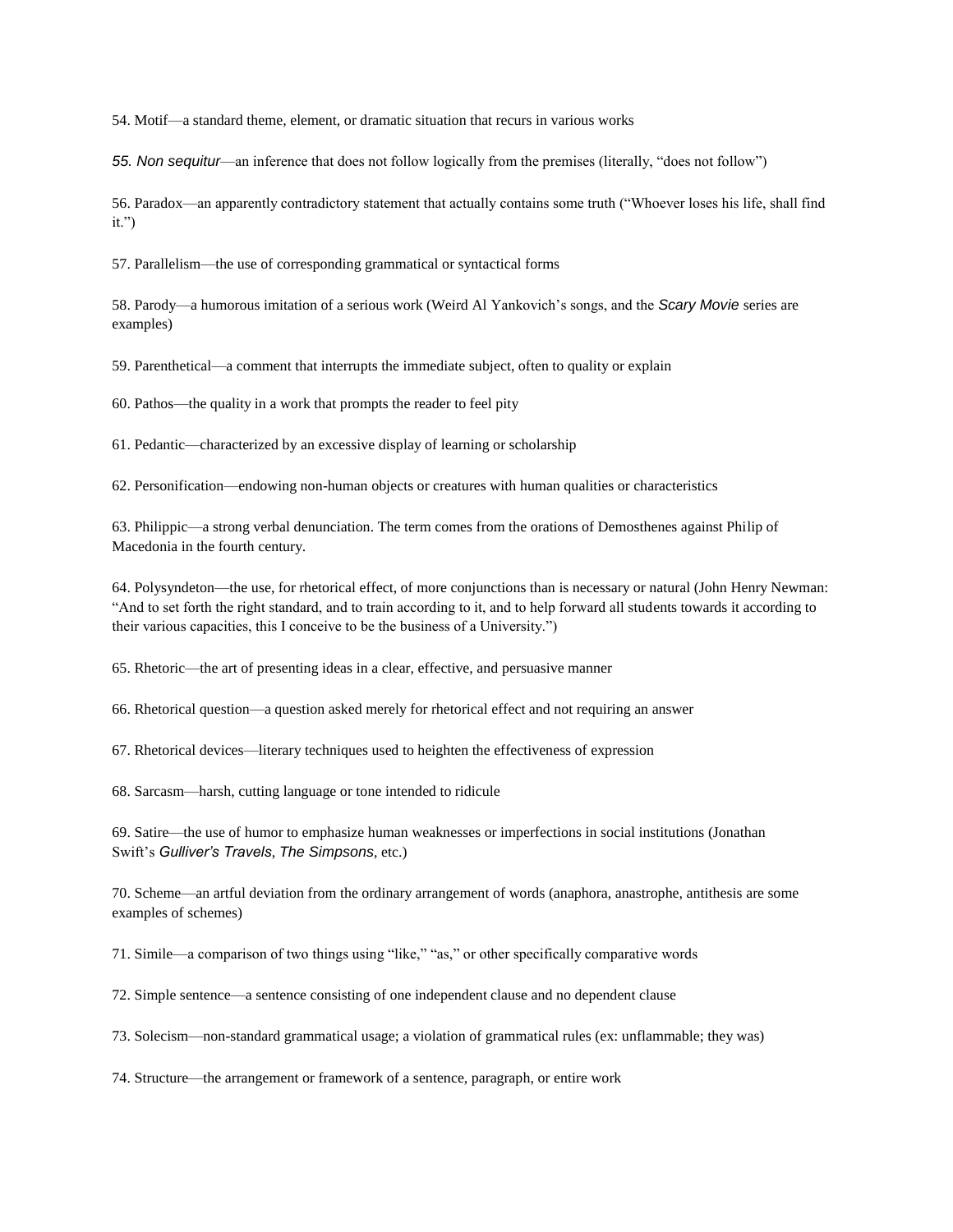54. Motif—a standard theme, element, or dramatic situation that recurs in various works

*55. Non sequitur*—an inference that does not follow logically from the premises (literally, "does not follow")

56. Paradox—an apparently contradictory statement that actually contains some truth ("Whoever loses his life, shall find it.")

57. Parallelism—the use of corresponding grammatical or syntactical forms

58. Parody—a humorous imitation of a serious work (Weird Al Yankovich's songs, and the *Scary Movie* series are examples)

59. Parenthetical—a comment that interrupts the immediate subject, often to quality or explain

60. Pathos—the quality in a work that prompts the reader to feel pity

61. Pedantic—characterized by an excessive display of learning or scholarship

62. Personification—endowing non-human objects or creatures with human qualities or characteristics

63. Philippic—a strong verbal denunciation. The term comes from the orations of Demosthenes against Philip of Macedonia in the fourth century.

64. Polysyndeton—the use, for rhetorical effect, of more conjunctions than is necessary or natural (John Henry Newman: "And to set forth the right standard, and to train according to it, and to help forward all students towards it according to their various capacities, this I conceive to be the business of a University.")

65. Rhetoric—the art of presenting ideas in a clear, effective, and persuasive manner

66. Rhetorical question—a question asked merely for rhetorical effect and not requiring an answer

67. Rhetorical devices—literary techniques used to heighten the effectiveness of expression

68. Sarcasm—harsh, cutting language or tone intended to ridicule

69. Satire—the use of humor to emphasize human weaknesses or imperfections in social institutions (Jonathan Swift's *Gulliver's Travels*, *The Simpsons*, etc.)

70. Scheme—an artful deviation from the ordinary arrangement of words (anaphora, anastrophe, antithesis are some examples of schemes)

71. Simile—a comparison of two things using "like," "as," or other specifically comparative words

72. Simple sentence—a sentence consisting of one independent clause and no dependent clause

73. Solecism—non-standard grammatical usage; a violation of grammatical rules (ex: unflammable; they was)

74. Structure—the arrangement or framework of a sentence, paragraph, or entire work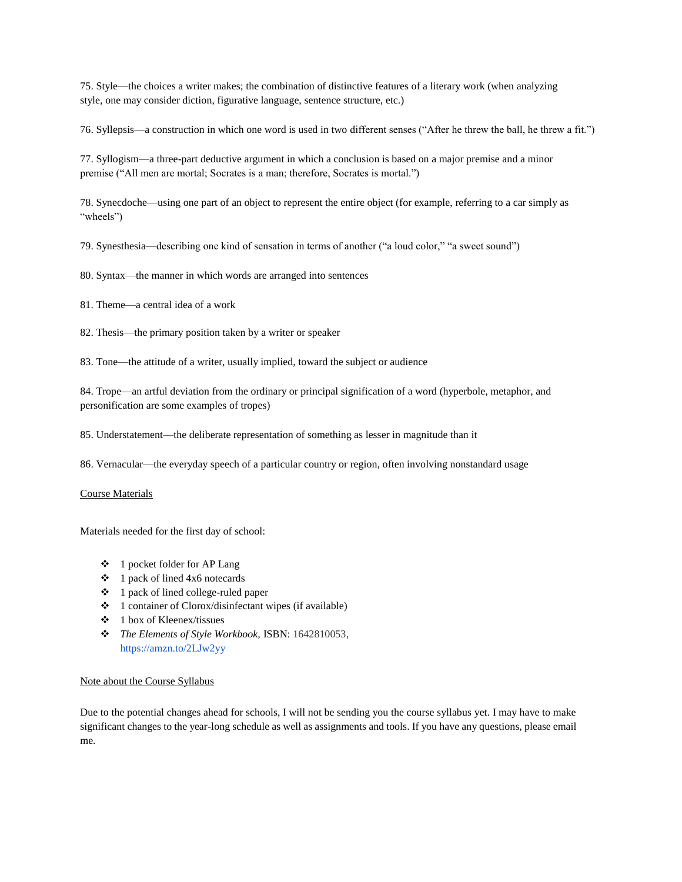75. Style—the choices a writer makes; the combination of distinctive features of a literary work (when analyzing style, one may consider diction, figurative language, sentence structure, etc.)

76. Syllepsis—a construction in which one word is used in two different senses ("After he threw the ball, he threw a fit.")

77. Syllogism—a three-part deductive argument in which a conclusion is based on a major premise and a minor premise ("All men are mortal; Socrates is a man; therefore, Socrates is mortal.")

78. Synecdoche—using one part of an object to represent the entire object (for example, referring to a car simply as "wheels")

79. Synesthesia—describing one kind of sensation in terms of another ("a loud color," "a sweet sound")

80. Syntax—the manner in which words are arranged into sentences

81. Theme—a central idea of a work

82. Thesis—the primary position taken by a writer or speaker

83. Tone—the attitude of a writer, usually implied, toward the subject or audience

84. Trope—an artful deviation from the ordinary or principal signification of a word (hyperbole, metaphor, and personification are some examples of tropes)

85. Understatement—the deliberate representation of something as lesser in magnitude than it

86. Vernacular—the everyday speech of a particular country or region, often involving nonstandard usage

<u>Course Materials</u>

Materials needed for the first day of school:

- 1 pocket folder for AP Lang
- 1 pack of lined 4x6 notecards
- 1 pack of lined college-ruled paper
- 1 container of Clorox/disinfectant wipes (if available)
- 1 box of Kleenex/tissues
- *The Elements of Style Workbook,* ISBN: 1642810053, https://amzn.to/2LJw2yy

<u>Note about the Course Syllabus</u>

Due to the potential changes ahead for schools, I will not be sending you the course syllabus yet. I may have to make significant changes to the year-long schedule as well as assignments and tools. If you have any questions, please email me.